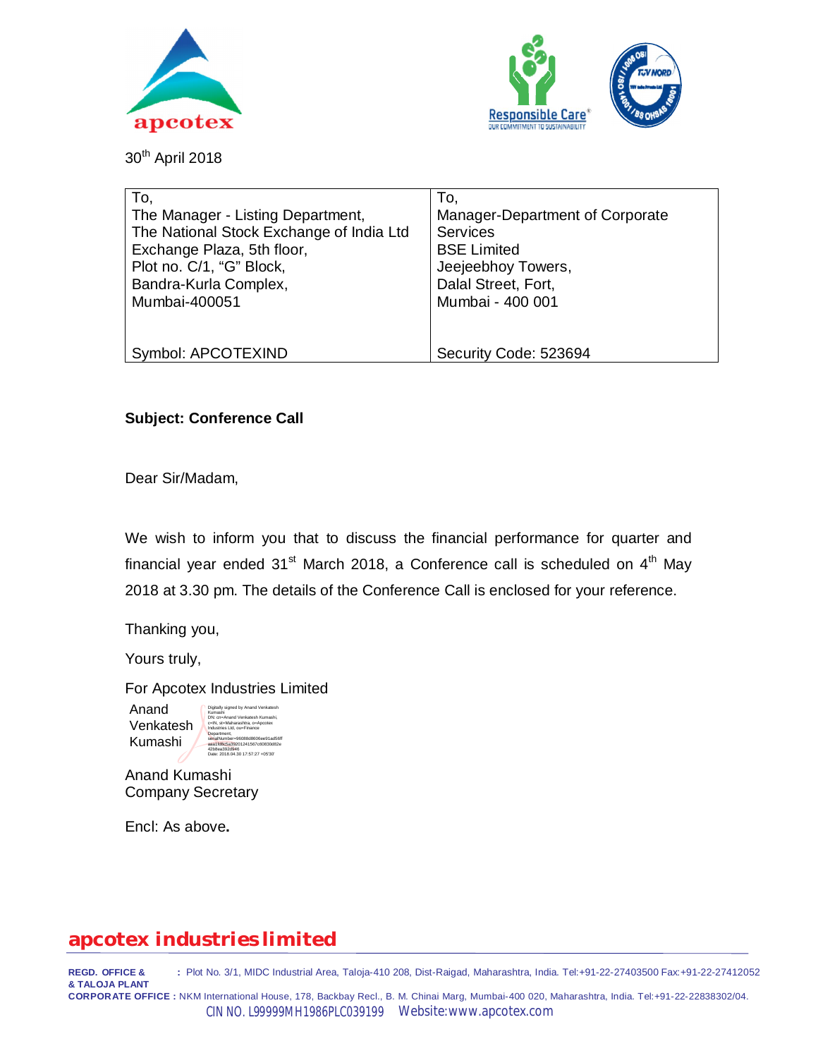30th April 2018

| To, The Manager - Listing Department, The National Stock Exchange of India Ltd Exchange Plaza, 5th floor, Plot no. C/1, "G" Block, Bandra-Kurla Complex, Mumbai-400051 | To, Manager-Department of Corporate Services BSE Limited Jeejeebhoy Towers, Dalal Street, Fort, Mumbai - 400 001 |
|---|---|
| Symbol: APCOTEXIND | Security Code: 523694 |

**Subject: Conference Call**

Dear Sir/Madam,

We wish to inform you that to discuss the financial performance for quarter and financial year ended 31st March 2018, a Conference call is scheduled on 4th May 2018 at 3.30 pm. The details of the Conference Call is enclosed for your reference.

Thanking you,

Yours truly,

For Apcotex Industries Limited

Anand Venkatesh Kumashi

Digitally signed by Anand Venkatesh Kumashi
DN: cn=Anand Venkatesh Kumashi, c=IN, st=Maharashtra, o=Apcotex Industries Ltd, ou=Finance Department, serialNumber=96088d8606ee91ad56f aaa1f8fc5a39201241567c60830d82e 42b8ea392d946
Date: 2018.04.30 17:57:27 +05'30'

Anand Kumashi
Company Secretary

Encl: As above.

**apcotex industries limited**

**REGD. OFFICE & & TALOJA PLANT** : Plot No. 3/1, MIDC Industrial Area, Taloja-410 208, Dist-Raigad, Maharashtra, India. Tel:+91-22-27403500 Fax:+91-22-27412052

**CORPORATE OFFICE :** NKM International House, 178, Backbay Recl., B. M. Chinai Marg, Mumbai-400 020, Maharashtra, India. Tel:+91-22-22838302/04.

CIN NO. L99999MH1986PLC039199 Website:www.apcotex.com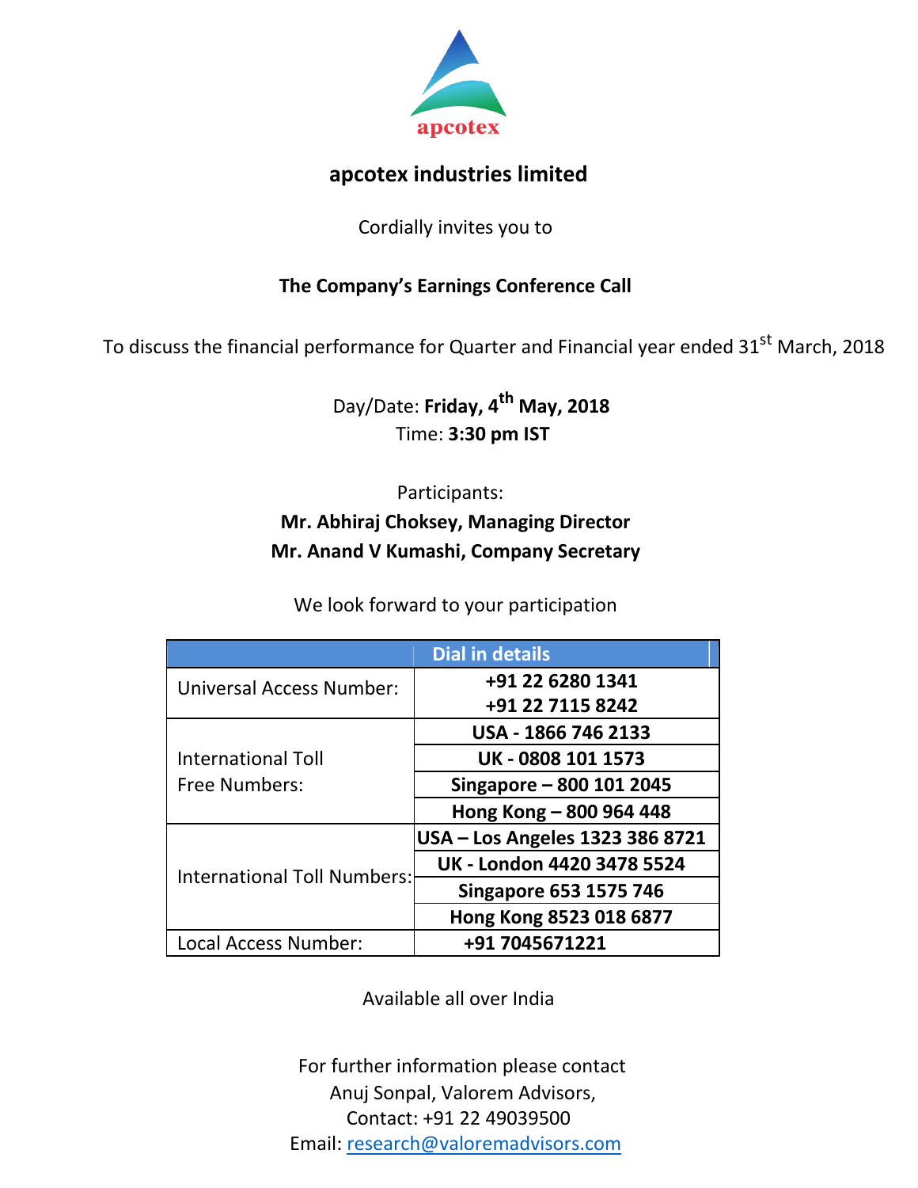apcotex

## apcotex industries limited

Cordially invites you to

**The Company's Earnings Conference Call**

To discuss the financial performance for Quarter and Financial year ended 31st March, 2018

Day/Date: **Friday, 4th May, 2018**
Time: **3:30 pm IST**

Participants:
**Mr. Abhiraj Choksey, Managing Director**
**Mr. Anand V Kumashi, Company Secretary**

We look forward to your participation

| | Dial in details |
|---|---|
| Universal Access Number: | **+91 22 6280 1341**<br>**+91 22 7115 8242** |
| International Toll Free Numbers: | **USA - 1866 746 2133** |
| | **UK - 0808 101 1573** |
| | **Singapore – 800 101 2045** |
| | **Hong Kong – 800 964 448** |
| International Toll Numbers: | **USA – Los Angeles 1323 386 8721** |
| | **UK - London 4420 3478 5524** |
| | **Singapore 653 1575 746** |
| | **Hong Kong 8523 018 6877** |
| Local Access Number: | **+91 7045671221** |

Available all over India

For further information please contact
Anuj Sonpal, Valorem Advisors,
Contact: +91 22 49039500
Email: research@valoremadvisors.com